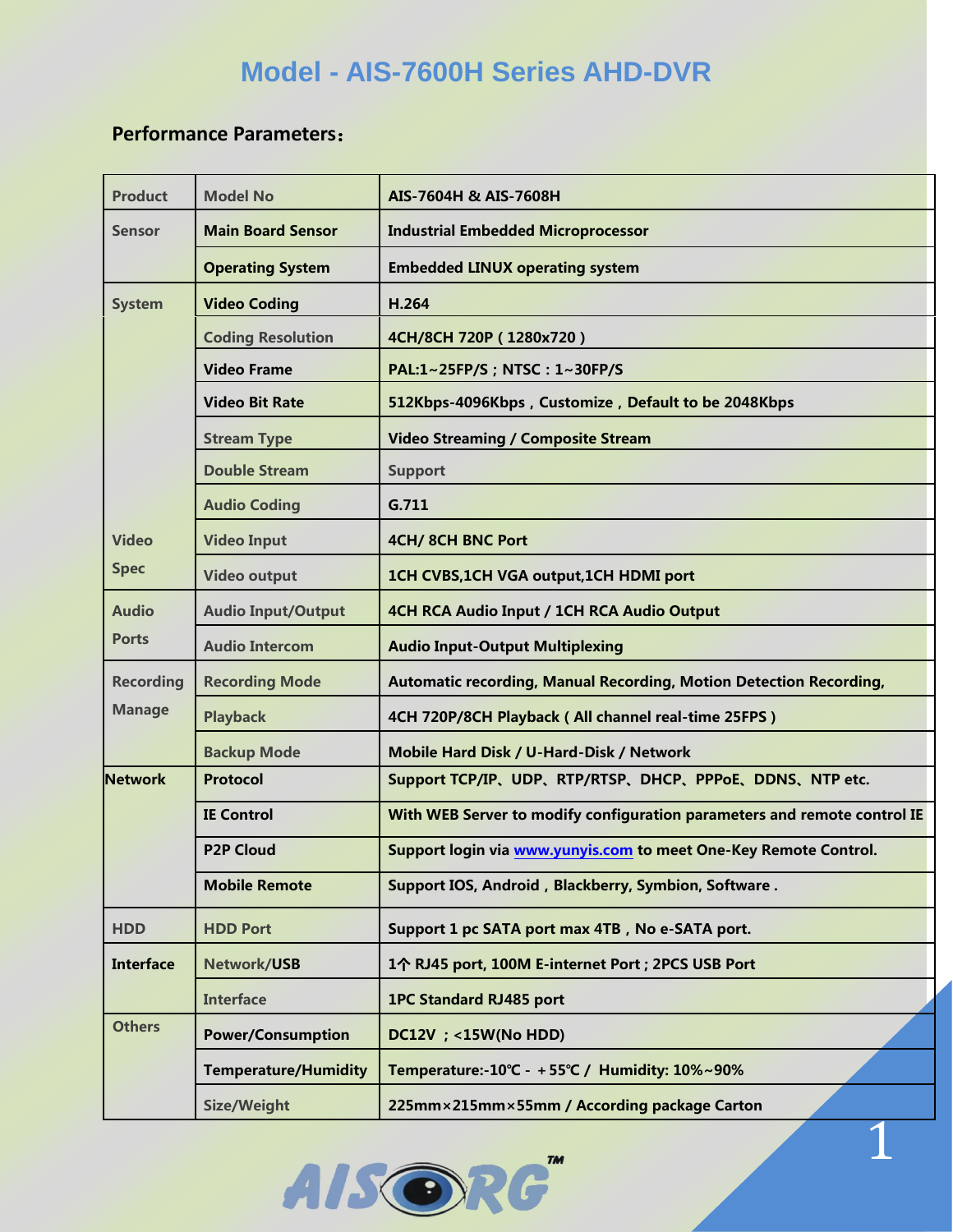# Model - AIS-7600H Series AHD-DVR

**Performance Parameters：**

| Product | Model No | AIS-7604H & AIS-7608H |
|---|---|---|
| Sensor | Main Board Sensor | Industrial Embedded Microprocessor |
| | Operating System | Embedded LINUX operating system |
| System | Video Coding | H.264 |
| Video Spec | Coding Resolution | 4CH/8CH 720P ( 1280x720 ) |
| | Video Frame | PAL:1~25FP/S ; NTSC : 1~30FP/S |
| | Video Bit Rate | 512Kbps-4096Kbps，Customize，Default to be 2048Kbps |
| | Stream Type | Video Streaming / Composite Stream |
| | Double Stream | Support |
| | Audio Coding | G.711 |
| | Video Input | 4CH/ 8CH BNC Port |
| | Video output | 1CH CVBS,1CH VGA output,1CH HDMI port |
| Audio Ports | Audio Input/Output | 4CH RCA Audio Input / 1CH RCA Audio Output |
| | Audio Intercom | Audio Input-Output Multiplexing |
| Recording Manage | Recording Mode | Automatic recording, Manual Recording, Motion Detection Recording, |
| | Playback | 4CH 720P/8CH Playback ( All channel real-time 25FPS ) |
| | Backup Mode | Mobile Hard Disk / U-Hard-Disk / Network |
| Network | Protocol | Support TCP/IP、UDP、RTP/RTSP、DHCP、PPPoE、DDNS、NTP etc. |
| | IE Control | With WEB Server to modify configuration parameters and remote control IE |
| | P2P Cloud | Support login via www.yunyis.com to meet One-Key Remote Control. |
| | Mobile Remote | Support IOS, Android，Blackberry, Symbion, Software . |
| HDD | HDD Port | Support 1 pc SATA port max 4TB，No e-SATA port. |
| Interface | Network/USB | 1个 RJ45 port, 100M E-internet Port ; 2PCS USB Port |
| | Interface | 1PC Standard RJ485 port |
| Others | Power/Consumption | DC12V ；<15W(No HDD) |
| | Temperature/Humidity | Temperature:-10℃ - ＋55℃ / Humidity: 10%~90% |
| | Size/Weight | 225mm×215mm×55mm / According package Carton |

AISORG™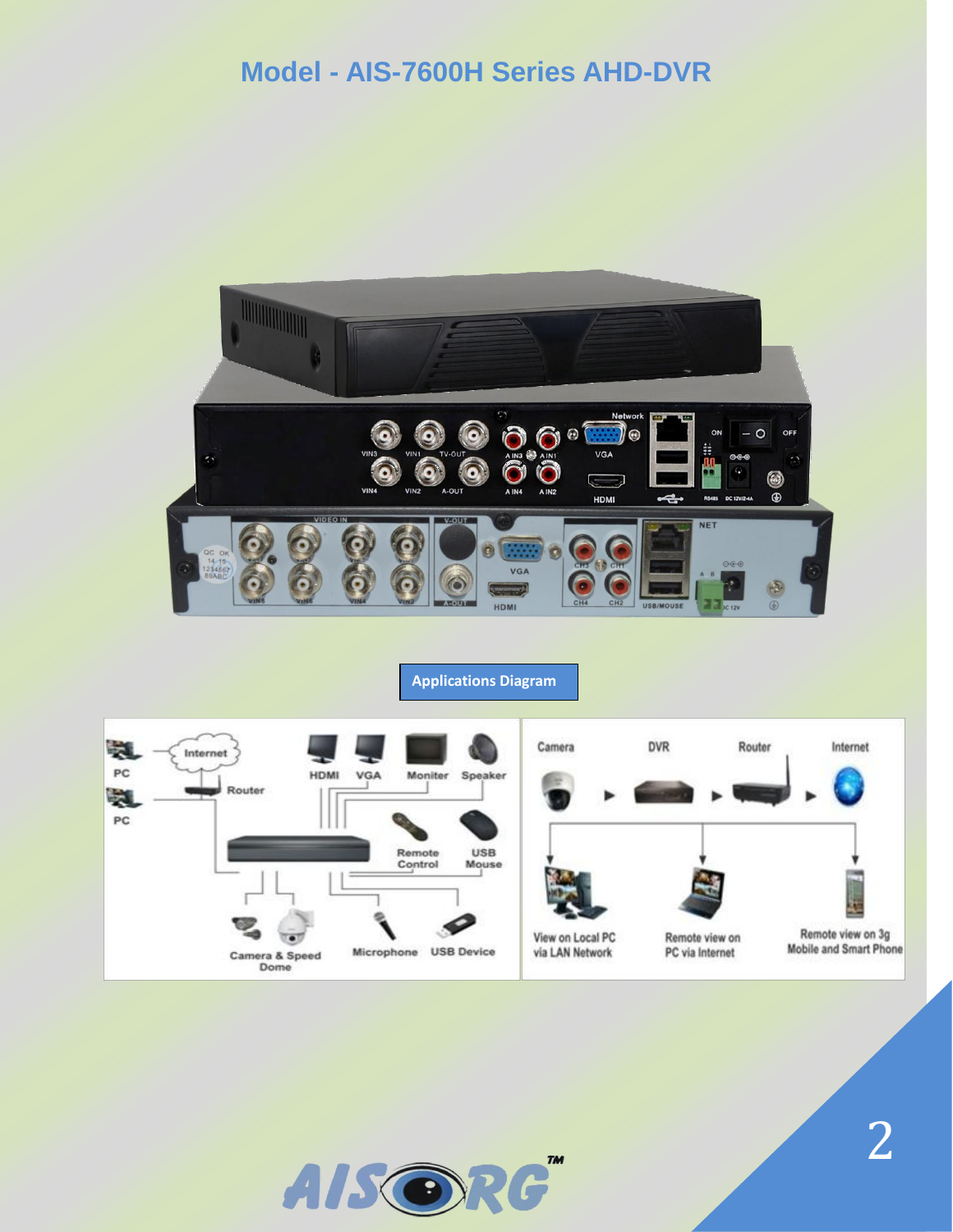# Model - AIS-7600H Series AHD-DVR

**Applications Diagram**